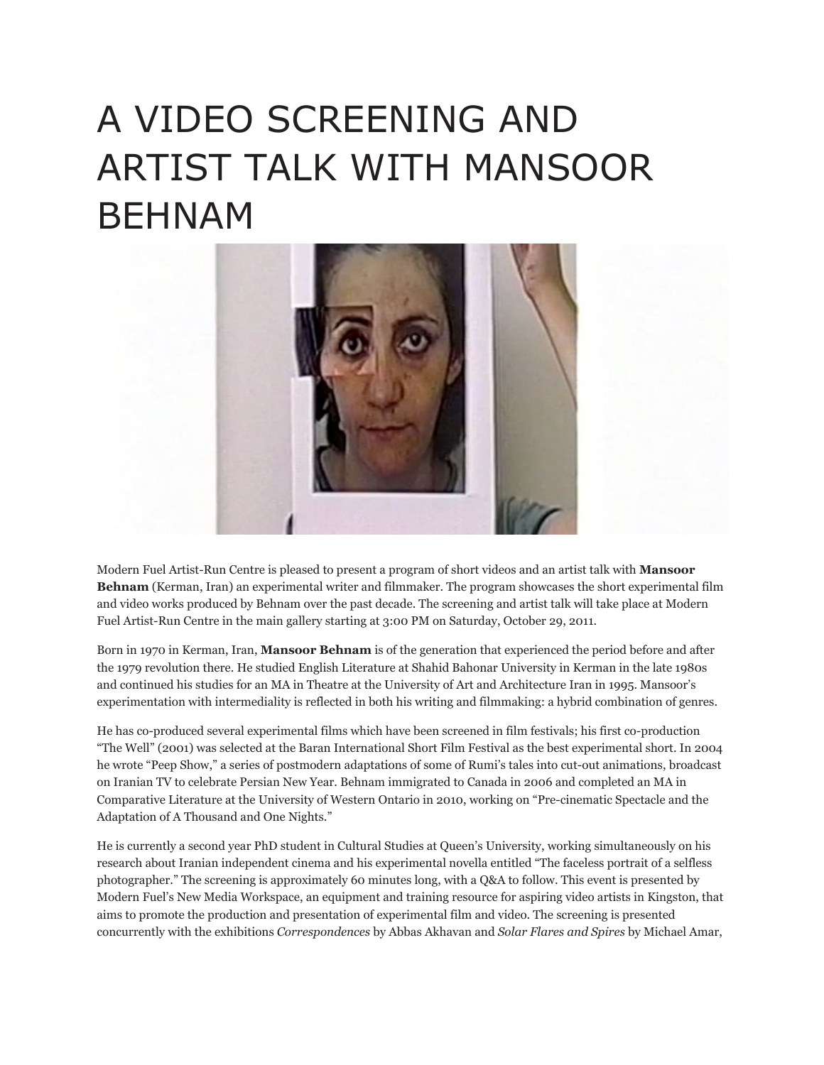# A VIDEO SCREENING AND ARTIST TALK WITH MANSOOR BEHNAM

Modern Fuel Artist-Run Centre is pleased to present a program of short videos and an artist talk with **Mansoor Behnam** (Kerman, Iran) an experimental writer and filmmaker. The program showcases the short experimental film and video works produced by Behnam over the past decade. The screening and artist talk will take place at Modern Fuel Artist-Run Centre in the main gallery starting at 3:00 PM on Saturday, October 29, 2011.

Born in 1970 in Kerman, Iran, **Mansoor Behnam** is of the generation that experienced the period before and after the 1979 revolution there. He studied English Literature at Shahid Bahonar University in Kerman in the late 1980s and continued his studies for an MA in Theatre at the University of Art and Architecture Iran in 1995. Mansoor's experimentation with intermediality is reflected in both his writing and filmmaking: a hybrid combination of genres.

He has co-produced several experimental films which have been screened in film festivals; his first co-production "The Well" (2001) was selected at the Baran International Short Film Festival as the best experimental short. In 2004 he wrote "Peep Show," a series of postmodern adaptations of some of Rumi's tales into cut-out animations, broadcast on Iranian TV to celebrate Persian New Year. Behnam immigrated to Canada in 2006 and completed an MA in Comparative Literature at the University of Western Ontario in 2010, working on "Pre-cinematic Spectacle and the Adaptation of A Thousand and One Nights."

He is currently a second year PhD student in Cultural Studies at Queen's University, working simultaneously on his research about Iranian independent cinema and his experimental novella entitled "The faceless portrait of a selfless photographer." The screening is approximately 60 minutes long, with a Q&A to follow. This event is presented by Modern Fuel's New Media Workspace, an equipment and training resource for aspiring video artists in Kingston, that aims to promote the production and presentation of experimental film and video. The screening is presented concurrently with the exhibitions *Correspondences* by Abbas Akhavan and *Solar Flares and Spires* by Michael Amar,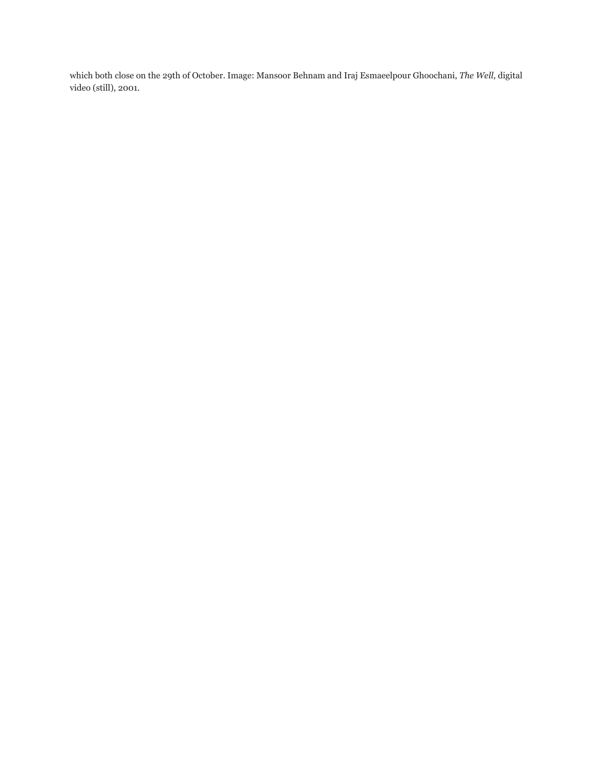which both close on the 29th of October. Image: Mansoor Behnam and Iraj Esmaeelpour Ghoochani, *The Well*, digital video (still), 2001.